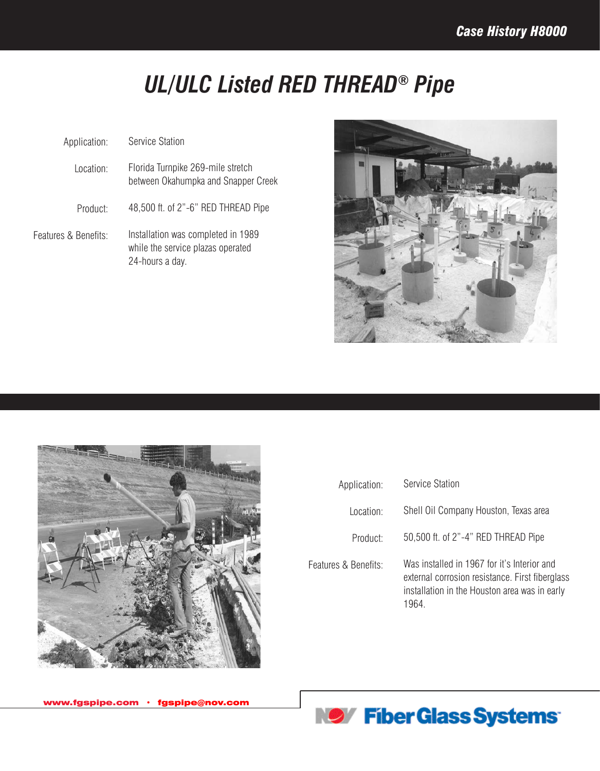Case History H8000

# UL/ULC Listed RED THREAD® Pipe

| | |
|---|---|
| Application: | Service Station |
| Location: | Florida Turnpike 269-mile stretch between Okahumpka and Snapper Creek |
| Product: | 48,500 ft. of 2"-6" RED THREAD Pipe |
| Features & Benefits: | Installation was completed in 1989 while the service plazas operated 24-hours a day. |

| | |
|---|---|
| Application: | Service Station |
| Location: | Shell Oil Company Houston, Texas area |
| Product: | 50,500 ft. of 2"-4" RED THREAD Pipe |
| Features & Benefits: | Was installed in 1967 for it's Interior and external corrosion resistance. First fiberglass installation in the Houston area was in early 1964. |

www.fgspipe.com • fgspipe@nov.com

NOV Fiber Glass Systems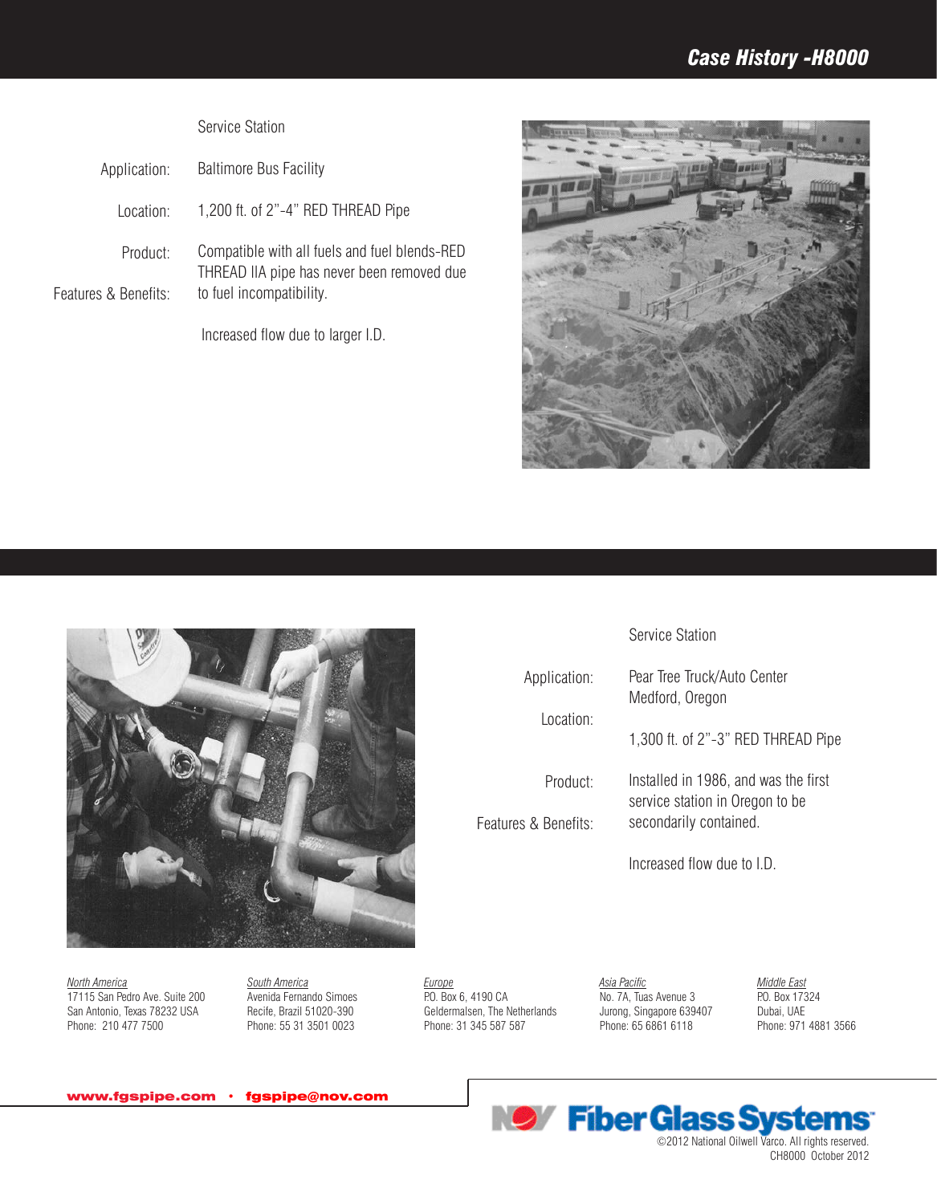## Case History -H8000

Service Station

Application: Baltimore Bus Facility

Location: 1,200 ft. of 2"-4" RED THREAD Pipe

Product: Compatible with all fuels and fuel blends-RED THREAD IIA pipe has never been removed due to fuel incompatibility.

Features & Benefits: Increased flow due to larger I.D.

---

Service Station

Application: Pear Tree Truck/Auto Center Medford, Oregon

Location: 1,300 ft. of 2"-3" RED THREAD Pipe

Product: Installed in 1986, and was the first service station in Oregon to be secondarily contained.

Features & Benefits: Increased flow due to I.D.

---

*North America*
17115 San Pedro Ave. Suite 200
San Antonio, Texas 78232 USA
Phone: 210 477 7500

*South America*
Avenida Fernando Simoes
Recife, Brazil 51020-390
Phone: 55 31 3501 0023

*Europe*
P.O. Box 6, 4190 CA
Geldermalsen, The Netherlands
Phone: 31 345 587 587

*Asia Pacific*
No. 7A, Tuas Avenue 3
Jurong, Singapore 639407
Phone: 65 6861 6118

*Middle East*
P.O. Box 17324
Dubai, UAE
Phone: 971 4881 3566

**www.fgspipe.com • fgspipe@nov.com**

NOV Fiber Glass Systems

©2012 National Oilwell Varco. All rights reserved.
CH8000 October 2012